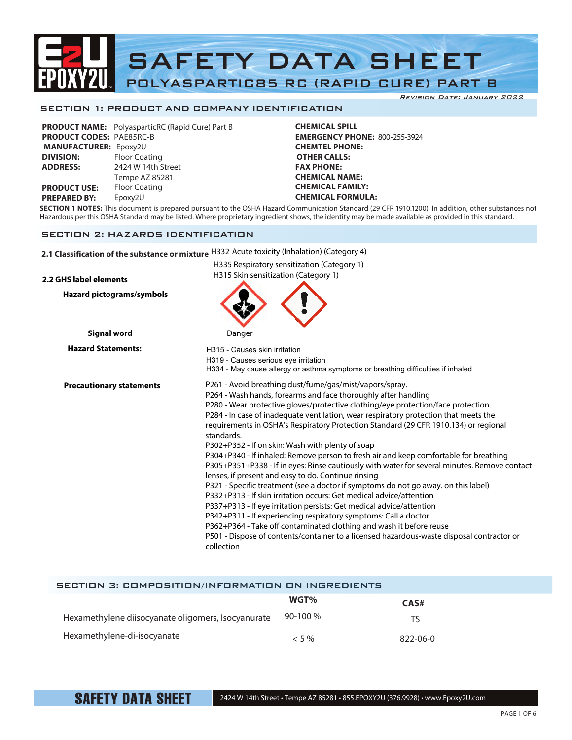# SAFETY DATA SHEET

## POLYASPARTIC85 RC (RAPID CURE) PART B

*Revision Date: January 2022*

## SECTION 1: PRODUCT AND COMPANY IDENTIFICATION

**PRODUCT NAME:** PolyasparticRC (Rapid Cure) Part B
**PRODUCT CODES:** PAE85RC-B
**MANUFACTURER:** Epoxy2U
**DIVISION:** Floor Coating
**ADDRESS:** 2424 W 14th Street
Tempe AZ 85281
**PRODUCT USE:** Floor Coating
**PREPARED BY:** Epoxy2U

**CHEMICAL SPILL**
**EMERGENCY PHONE:** 800-255-3924
**CHEMTEL PHONE:**
**OTHER CALLS:**
**FAX PHONE:**
**CHEMICAL NAME:**
**CHEMICAL FAMILY:**
**CHEMICAL FORMULA:**

**SECTION 1 NOTES:** This document is prepared pursuant to the OSHA Hazard Communication Standard (29 CFR 1910.1200). In addition, other substances not Hazardous per this OSHA Standard may be listed. Where proprietary ingredient shows, the identity may be made available as provided in this standard.

## SECTION 2: HAZARDS IDENTIFICATION

**2.1 Classification of the substance or mixture**
H332 Acute toxicity (Inhalation) (Category 4)
H335 Respiratory sensitization (Category 1)
H315 Skin sensitization (Category 1)

**2.2 GHS label elements**

**Hazard pictograms/symbols**

**Signal word** Danger

**Hazard Statements:**
H315 - Causes skin irritation
H319 - Causes serious eye irritation
H334 - May cause allergy or asthma symptoms or breathing difficulties if inhaled

**Precautionary statements**
P261 - Avoid breathing dust/fume/gas/mist/vapors/spray.
P264 - Wash hands, forearms and face thoroughly after handling
P280 - Wear protective gloves/protective clothing/eye protection/face protection.
P284 - In case of inadequate ventilation, wear respiratory protection that meets the requirements in OSHA's Respiratory Protection Standard (29 CFR 1910.134) or regional standards.
P302+P352 - If on skin: Wash with plenty of soap
P304+P340 - If inhaled: Remove person to fresh air and keep comfortable for breathing
P305+P351+P338 - If in eyes: Rinse cautiously with water for several minutes. Remove contact lenses, if present and easy to do. Continue rinsing
P321 - Specific treatment (see a doctor if symptoms do not go away. on this label)
P332+P313 - If skin irritation occurs: Get medical advice/attention
P337+P313 - If eye irritation persists: Get medical advice/attention
P342+P311 - If experiencing respiratory symptoms: Call a doctor
P362+P364 - Take off contaminated clothing and wash it before reuse
P501 - Dispose of contents/container to a licensed hazardous-waste disposal contractor or collection

## SECTION 3: COMPOSITION/INFORMATION ON INGREDIENTS

| | WGT% | CAS# |
|---|---|---|
| Hexamethylene diisocyanate oligomers, Isocyanurate | 90-100 % | TS |
| Hexamethylene-di-isocyanate | < 5 % | 822-06-0 |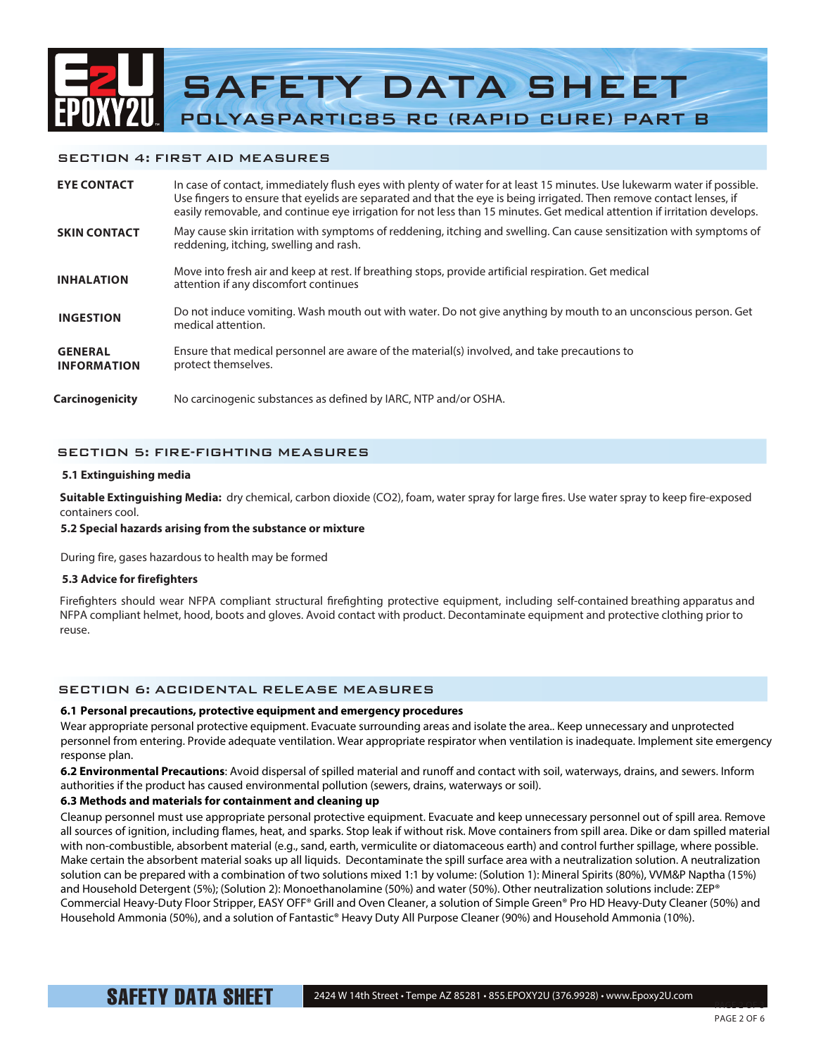## SECTION 4: FIRST AID MEASURES

**EYE CONTACT** In case of contact, immediately flush eyes with plenty of water for at least 15 minutes. Use lukewarm water if possible. Use fingers to ensure that eyelids are separated and that the eye is being irrigated. Then remove contact lenses, if easily removable, and continue eye irrigation for not less than 15 minutes. Get medical attention if irritation develops.

**SKIN CONTACT** May cause skin irritation with symptoms of reddening, itching and swelling. Can cause sensitization with symptoms of reddening, itching, swelling and rash.

**INHALATION** Move into fresh air and keep at rest. If breathing stops, provide artificial respiration. Get medical attention if any discomfort continues

**INGESTION** Do not induce vomiting. Wash mouth out with water. Do not give anything by mouth to an unconscious person. Get medical attention.

**GENERAL INFORMATION** Ensure that medical personnel are aware of the material(s) involved, and take precautions to protect themselves.

**Carcinogenicity** No carcinogenic substances as defined by IARC, NTP and/or OSHA.

## SECTION 5: FIRE-FIGHTING MEASURES

**5.1 Extinguishing media**

**Suitable Extinguishing Media:** dry chemical, carbon dioxide ($CO_2$), foam, water spray for large fires. Use water spray to keep fire-exposed containers cool.

**5.2 Special hazards arising from the substance or mixture**

During fire, gases hazardous to health may be formed

**5.3 Advice for firefighters**

Firefighters should wear NFPA compliant structural firefighting protective equipment, including self-contained breathing apparatus and NFPA compliant helmet, hood, boots and gloves. Avoid contact with product. Decontaminate equipment and protective clothing prior to reuse.

## SECTION 6: ACCIDENTAL RELEASE MEASURES

**6.1 Personal precautions, protective equipment and emergency procedures**

Wear appropriate personal protective equipment. Evacuate surrounding areas and isolate the area.. Keep unnecessary and unprotected personnel from entering. Provide adequate ventilation. Wear appropriate respirator when ventilation is inadequate. Implement site emergency response plan.

**6.2 Environmental Precautions**: Avoid dispersal of spilled material and runoff and contact with soil, waterways, drains, and sewers. Inform authorities if the product has caused environmental pollution (sewers, drains, waterways or soil).

**6.3 Methods and materials for containment and cleaning up**

Cleanup personnel must use appropriate personal protective equipment. Evacuate and keep unnecessary personnel out of spill area. Remove all sources of ignition, including flames, heat, and sparks. Stop leak if without risk. Move containers from spill area. Dike or dam spilled material with non-combustible, absorbent material (e.g., sand, earth, vermiculite or diatomaceous earth) and control further spillage, where possible. Make certain the absorbent material soaks up all liquids. Decontaminate the spill surface area with a neutralization solution. A neutralization solution can be prepared with a combination of two solutions mixed 1:1 by volume: (Solution 1): Mineral Spirits (80%), VVM&P Naptha (15%) and Household Detergent (5%); (Solution 2): Monoethanolamine (50%) and water (50%). Other neutralization solutions include: ZEP® Commercial Heavy-Duty Floor Stripper, EASY OFF® Grill and Oven Cleaner, a solution of Simple Green® Pro HD Heavy-Duty Cleaner (50%) and Household Ammonia (50%), and a solution of Fantastic® Heavy Duty All Purpose Cleaner (90%) and Household Ammonia (10%).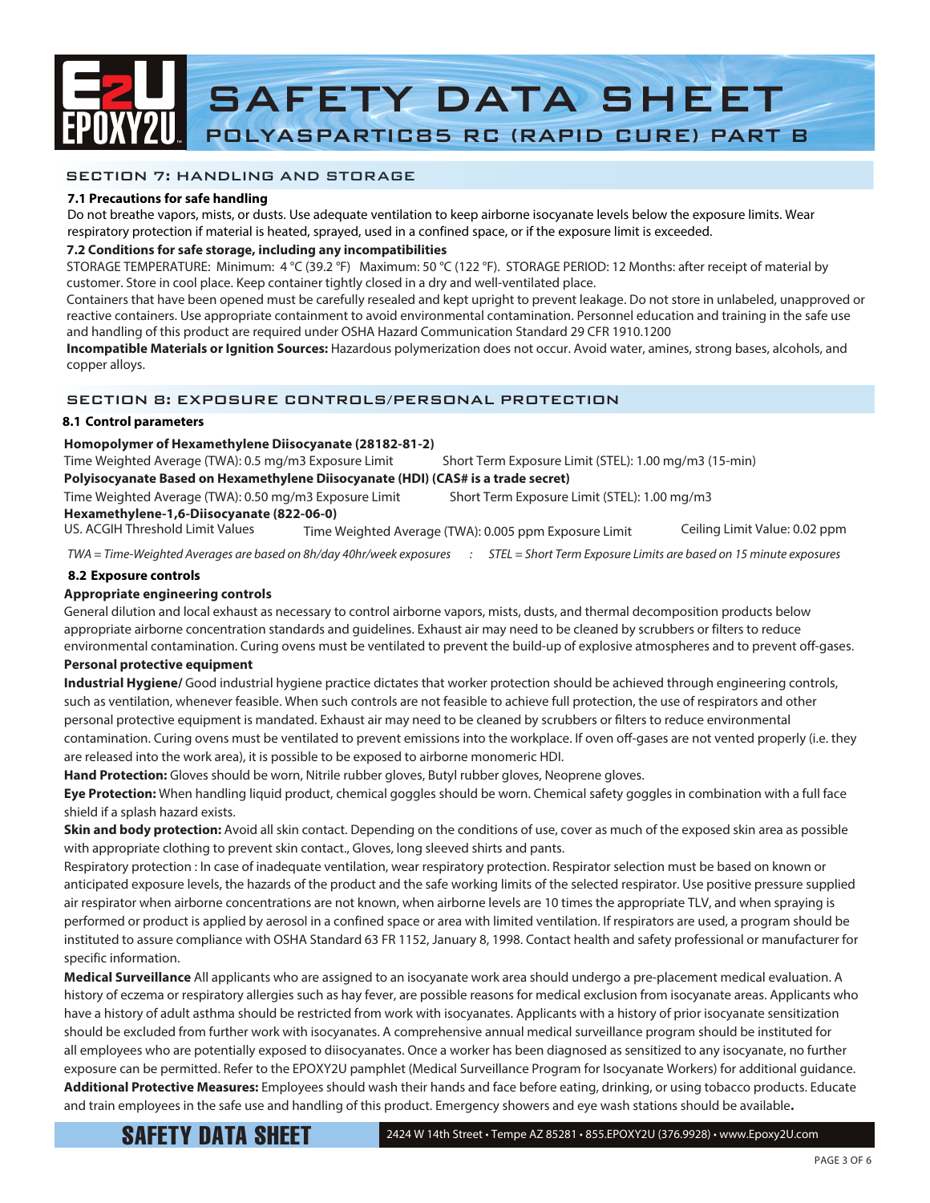## SECTION 7: HANDLING AND STORAGE

**7.1 Precautions for safe handling**

Do not breathe vapors, mists, or dusts. Use adequate ventilation to keep airborne isocyanate levels below the exposure limits. Wear respiratory protection if material is heated, sprayed, used in a confined space, or if the exposure limit is exceeded.

**7.2 Conditions for safe storage, including any incompatibilities**

STORAGE TEMPERATURE: Minimum: 4 °C (39.2 °F) Maximum: 50 °C (122 °F). STORAGE PERIOD: 12 Months: after receipt of material by customer. Store in cool place. Keep container tightly closed in a dry and well-ventilated place.

Containers that have been opened must be carefully resealed and kept upright to prevent leakage. Do not store in unlabeled, unapproved or reactive containers. Use appropriate containment to avoid environmental contamination. Personnel education and training in the safe use and handling of this product are required under OSHA Hazard Communication Standard 29 CFR 1910.1200

**Incompatible Materials or Ignition Sources:** Hazardous polymerization does not occur. Avoid water, amines, strong bases, alcohols, and copper alloys.

## SECTION 8: EXPOSURE CONTROLS/PERSONAL PROTECTION

**8.1 Control parameters**

**Homopolymer of Hexamethylene Diisocyanate (28182-81-2)**

Time Weighted Average (TWA): 0.5 mg/m3 Exposure Limit    Short Term Exposure Limit (STEL): 1.00 mg/m3 (15-min)

**Polyisocyanate Based on Hexamethylene Diisocyanate (HDI) (CAS# is a trade secret)**

Time Weighted Average (TWA): 0.50 mg/m3 Exposure Limit    Short Term Exposure Limit (STEL): 1.00 mg/m3

**Hexamethylene-1,6-Diisocyanate (822-06-0)**

US. ACGIH Threshold Limit Values    Time Weighted Average (TWA): 0.005 ppm Exposure Limit    Ceiling Limit Value: 0.02 ppm

*TWA = Time-Weighted Averages are based on 8h/day 40hr/week exposures : STEL = Short Term Exposure Limits are based on 15 minute exposures*

**8.2 Exposure controls**

**Appropriate engineering controls**

General dilution and local exhaust as necessary to control airborne vapors, mists, dusts, and thermal decomposition products below appropriate airborne concentration standards and guidelines. Exhaust air may need to be cleaned by scrubbers or filters to reduce environmental contamination. Curing ovens must be ventilated to prevent the build-up of explosive atmospheres and to prevent off-gases.

**Personal protective equipment**

**Industrial Hygiene/** Good industrial hygiene practice dictates that worker protection should be achieved through engineering controls, such as ventilation, whenever feasible. When such controls are not feasible to achieve full protection, the use of respirators and other personal protective equipment is mandated. Exhaust air may need to be cleaned by scrubbers or filters to reduce environmental contamination. Curing ovens must be ventilated to prevent emissions into the workplace. If oven off-gases are not vented properly (i.e. they are released into the work area), it is possible to be exposed to airborne monomeric HDI.

**Hand Protection:** Gloves should be worn, Nitrile rubber gloves, Butyl rubber gloves, Neoprene gloves.

**Eye Protection:** When handling liquid product, chemical goggles should be worn. Chemical safety goggles in combination with a full face shield if a splash hazard exists.

**Skin and body protection:** Avoid all skin contact. Depending on the conditions of use, cover as much of the exposed skin area as possible with appropriate clothing to prevent skin contact., Gloves, long sleeved shirts and pants.

Respiratory protection : In case of inadequate ventilation, wear respiratory protection. Respirator selection must be based on known or anticipated exposure levels, the hazards of the product and the safe working limits of the selected respirator. Use positive pressure supplied air respirator when airborne concentrations are not known, when airborne levels are 10 times the appropriate TLV, and when spraying is performed or product is applied by aerosol in a confined space or area with limited ventilation. If respirators are used, a program should be instituted to assure compliance with OSHA Standard 63 FR 1152, January 8, 1998. Contact health and safety professional or manufacturer for specific information.

**Medical Surveillance** All applicants who are assigned to an isocyanate work area should undergo a pre-placement medical evaluation. A history of eczema or respiratory allergies such as hay fever, are possible reasons for medical exclusion from isocyanate areas. Applicants who have a history of adult asthma should be restricted from work with isocyanates. Applicants with a history of prior isocyanate sensitization should be excluded from further work with isocyanates. A comprehensive annual medical surveillance program should be instituted for all employees who are potentially exposed to diisocyanates. Once a worker has been diagnosed as sensitized to any isocyanate, no further exposure can be permitted. Refer to the EPOXY2U pamphlet (Medical Surveillance Program for Isocyanate Workers) for additional guidance.

**Additional Protective Measures:** Employees should wash their hands and face before eating, drinking, or using tobacco products. Educate and train employees in the safe use and handling of this product. Emergency showers and eye wash stations should be available.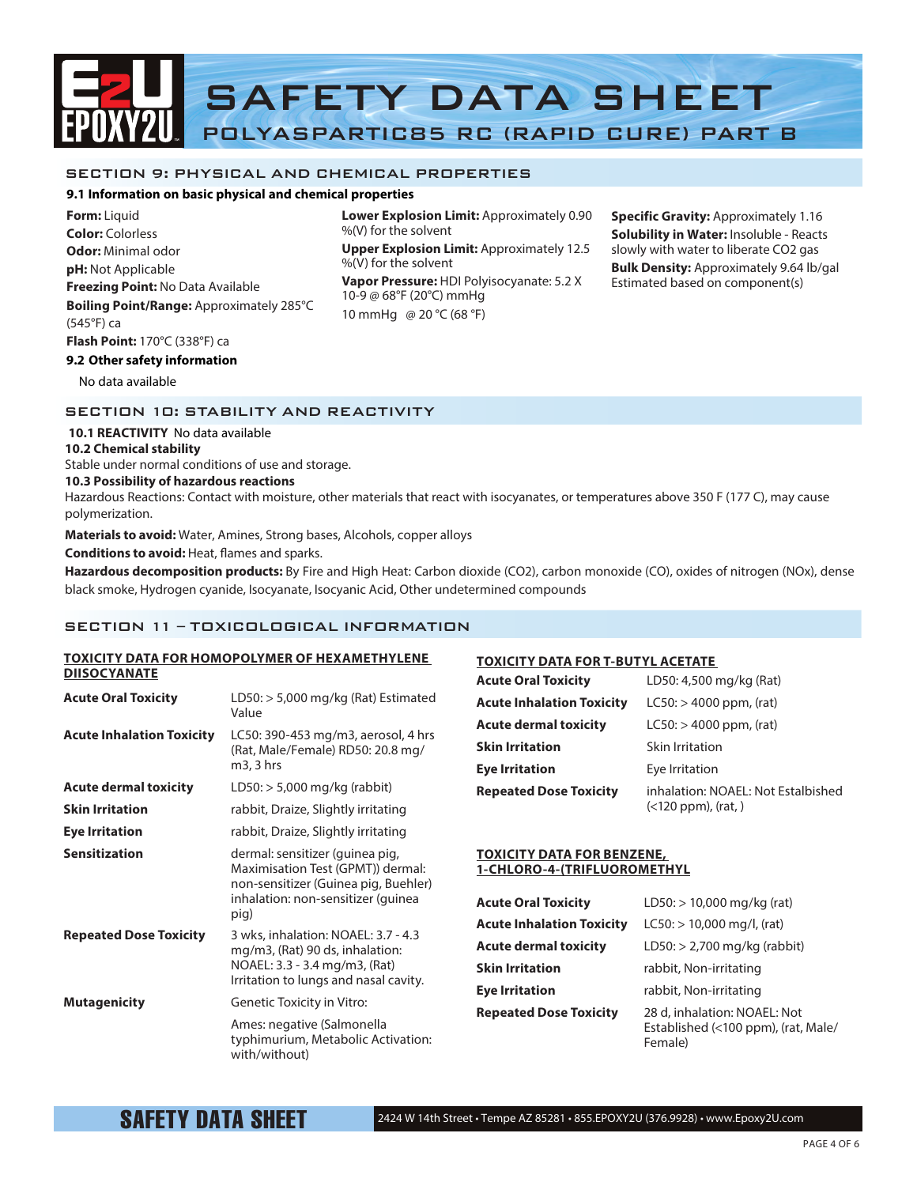# SAFETY DATA SHEET

## POLYASPARTIC85 RC (RAPID CURE) PART B

## SECTION 9: PHYSICAL AND CHEMICAL PROPERTIES

### 9.1 Information on basic physical and chemical properties

**Form:** Liquid
**Color:** Colorless
**Odor:** Minimal odor
**pH:** Not Applicable
**Freezing Point:** No Data Available
**Boiling Point/Range:** Approximately 285°C (545°F) ca
**Flash Point:** 170°C (338°F) ca

**Lower Explosion Limit:** Approximately 0.90 %(V) for the solvent
**Upper Explosion Limit:** Approximately 12.5 %(V) for the solvent
**Vapor Pressure:** HDI Polyisocyanate: 5.2 X 10-9 @ 68°F (20°C) mmHg
10 mmHg @ 20 °C (68 °F)

**Specific Gravity:** Approximately 1.16
**Solubility in Water:** Insoluble - Reacts slowly with water to liberate $CO_2$ gas
**Bulk Density:** Approximately 9.64 lb/gal Estimated based on component(s)

### 9.2 Other safety information

No data available

## SECTION 10: STABILITY AND REACTIVITY

**10.1 REACTIVITY** No data available

**10.2 Chemical stability**
Stable under normal conditions of use and storage.

**10.3 Possibility of hazardous reactions**
Hazardous Reactions: Contact with moisture, other materials that react with isocyanates, or temperatures above 350 F (177 C), may cause polymerization.

**Materials to avoid:** Water, Amines, Strong bases, Alcohols, copper alloys

**Conditions to avoid:** Heat, flames and sparks.

**Hazardous decomposition products:** By Fire and High Heat: Carbon dioxide ($CO_2$), carbon monoxide (CO), oxides of nitrogen (NOx), dense black smoke, Hydrogen cyanide, Isocyanate, Isocyanic Acid, Other undetermined compounds

## SECTION 11 – TOXICOLOGICAL INFORMATION

**TOXICITY DATA FOR HOMOPOLYMER OF HEXAMETHYLENE DIISOCYANATE**

| | |
|---|---|
| **Acute Oral Toxicity** | LD50: > 5,000 mg/kg (Rat) Estimated Value |
| **Acute Inhalation Toxicity** | LC50: 390-453 mg/m3, aerosol, 4 hrs (Rat, Male/Female) RD50: 20.8 mg/m3, 3 hrs |
| **Acute dermal toxicity** | LD50: > 5,000 mg/kg (rabbit) |
| **Skin Irritation** | rabbit, Draize, Slightly irritating |
| **Eye Irritation** | rabbit, Draize, Slightly irritating |
| **Sensitization** | dermal: sensitizer (guinea pig, Maximisation Test (GPMT)) dermal: non-sensitizer (Guinea pig, Buehler) inhalation: non-sensitizer (guinea pig) |
| **Repeated Dose Toxicity** | 3 wks, inhalation: NOAEL: 3.7 - 4.3 mg/m3, (Rat) 90 ds, inhalation: NOAEL: 3.3 - 3.4 mg/m3, (Rat) Irritation to lungs and nasal cavity. |
| **Mutagenicity** | Genetic Toxicity in Vitro: Ames: negative (Salmonella typhimurium, Metabolic Activation: with/without) |

**TOXICITY DATA FOR T-BUTYL ACETATE**

| | |
|---|---|
| **Acute Oral Toxicity** | LD50: 4,500 mg/kg (Rat) |
| **Acute Inhalation Toxicity** | LC50: > 4000 ppm, (rat) |
| **Acute dermal toxicity** | LC50: > 4000 ppm, (rat) |
| **Skin Irritation** | Skin Irritation |
| **Eye Irritation** | Eye Irritation |
| **Repeated Dose Toxicity** | inhalation: NOAEL: Not Estalblished (<120 ppm), (rat, ) |

**TOXICITY DATA FOR BENZENE, 1-CHLORO-4-(TRIFLUOROMETHYL**

| | |
|---|---|
| **Acute Oral Toxicity** | LD50: > 10,000 mg/kg (rat) |
| **Acute Inhalation Toxicity** | LC50: > 10,000 mg/l, (rat) |
| **Acute dermal toxicity** | LD50: > 2,700 mg/kg (rabbit) |
| **Skin Irritation** | rabbit, Non-irritating |
| **Eye Irritation** | rabbit, Non-irritating |
| **Repeated Dose Toxicity** | 28 d, inhalation: NOAEL: Not Established (<100 ppm), (rat, Male/Female) |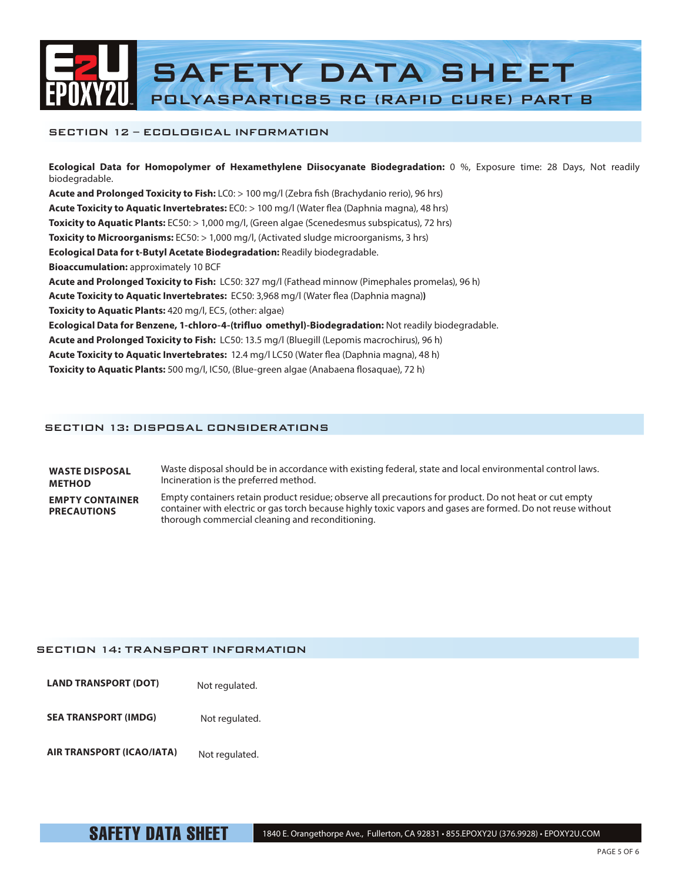## SECTION 12 – ECOLOGICAL INFORMATION

**Ecological Data for Homopolymer of Hexamethylene Diisocyanate Biodegradation:** 0 %, Exposure time: 28 Days, Not readily biodegradable.
**Acute and Prolonged Toxicity to Fish:** LC0: > 100 mg/l (Zebra fish (Brachydanio rerio), 96 hrs)
**Acute Toxicity to Aquatic Invertebrates:** EC0: > 100 mg/l (Water flea (Daphnia magna), 48 hrs)
**Toxicity to Aquatic Plants:** EC50: > 1,000 mg/l, (Green algae (Scenedesmus subspicatus), 72 hrs)
**Toxicity to Microorganisms:** EC50: > 1,000 mg/l, (Activated sludge microorganisms, 3 hrs)
**Ecological Data for t-Butyl Acetate Biodegradation:** Readily biodegradable.
**Bioaccumulation:** approximately 10 BCF
**Acute and Prolonged Toxicity to Fish:** LC50: 327 mg/l (Fathead minnow (Pimephales promelas), 96 h)
**Acute Toxicity to Aquatic Invertebrates:** EC50: 3,968 mg/l (Water flea (Daphnia magna)**)**
**Toxicity to Aquatic Plants:** 420 mg/l, EC5, (other: algae)
**Ecological Data for Benzene, 1-chloro-4-(trifluo omethyl)-Biodegradation:** Not readily biodegradable.
**Acute and Prolonged Toxicity to Fish:** LC50: 13.5 mg/l (Bluegill (Lepomis macrochirus), 96 h)
**Acute Toxicity to Aquatic Invertebrates:** 12.4 mg/l LC50 (Water flea (Daphnia magna), 48 h)
**Toxicity to Aquatic Plants:** 500 mg/l, IC50, (Blue-green algae (Anabaena flosaquae), 72 h)

## SECTION 13: DISPOSAL CONSIDERATIONS

| | |
|---|---|
| **WASTE DISPOSAL METHOD** | Waste disposal should be in accordance with existing federal, state and local environmental control laws. Incineration is the preferred method. |
| **EMPTY CONTAINER PRECAUTIONS** | Empty containers retain product residue; observe all precautions for product. Do not heat or cut empty container with electric or gas torch because highly toxic vapors and gases are formed. Do not reuse without thorough commercial cleaning and reconditioning. |

## SECTION 14: TRANSPORT INFORMATION

| | |
|---|---|
| **LAND TRANSPORT (DOT)** | Not regulated. |
| **SEA TRANSPORT (IMDG)** | Not regulated. |
| **AIR TRANSPORT (ICAO/IATA)** | Not regulated. |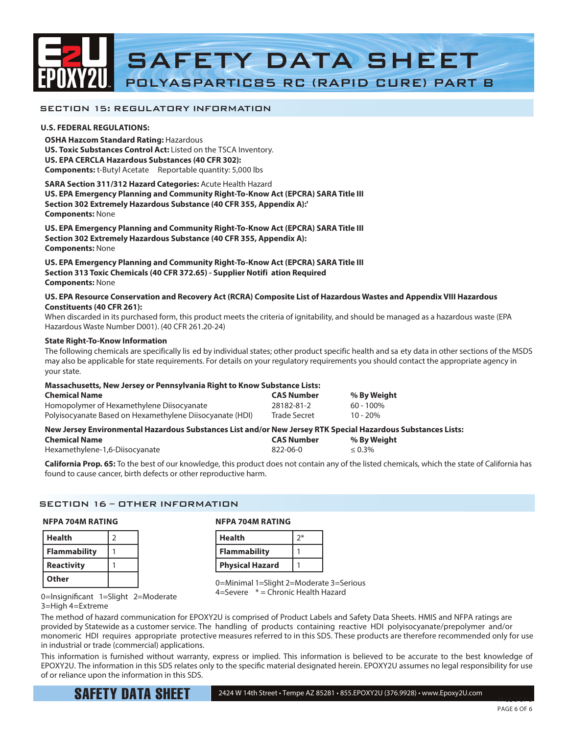# SAFETY DATA SHEET

## POLYASPARTIC85 RC (RAPID CURE) PART B

## SECTION 15: REGULATORY INFORMATION

**U.S. FEDERAL REGULATIONS:**

**OSHA Hazcom Standard Rating:** Hazardous
**US. Toxic Substances Control Act:** Listed on the TSCA Inventory.
**US. EPA CERCLA Hazardous Substances (40 CFR 302):**
**Components:** t-Butyl Acetate    Reportable quantity: 5,000 lbs

**SARA Section 311/312 Hazard Categories:** Acute Health Hazard
**US. EPA Emergency Planning and Community Right-To-Know Act (EPCRA) SARA Title III Section 302 Extremely Hazardous Substance (40 CFR 355, Appendix A):'**
**Components:** None

**US. EPA Emergency Planning and Community Right-To-Know Act (EPCRA) SARA Title III Section 302 Extremely Hazardous Substance (40 CFR 355, Appendix A):**
**Components:** None

**US. EPA Emergency Planning and Community Right-To-Know Act (EPCRA) SARA Title III Section 313 Toxic Chemicals (40 CFR 372.65) - Supplier Notifi ation Required**
**Components:** None

**US. EPA Resource Conservation and Recovery Act (RCRA) Composite List of Hazardous Wastes and Appendix VIII Hazardous Constituents (40 CFR 261):**
When discarded in its purchased form, this product meets the criteria of ignitability, and should be managed as a hazardous waste (EPA Hazardous Waste Number D001). (40 CFR 261.20-24)

**State Right-To-Know Information**
The following chemicals are specifically lis ed by individual states; other product specific health and sa ety data in other sections of the MSDS may also be applicable for state requirements. For details on your regulatory requirements you should contact the appropriate agency in your state.

**Massachusetts, New Jersey or Pennsylvania Right to Know Substance Lists:**

| Chemical Name | CAS Number | % By Weight |
|---|---|---|
| Homopolymer of Hexamethylene Diisocyanate | 28182-81-2 | 60 - 100% |
| Polyisocyanate Based on Hexamethylene Diisocyanate (HDI) | Trade Secret | 10 - 20% |

**New Jersey Environmental Hazardous Substances List and/or New Jersey RTK Special Hazardous Substances Lists:**

| Chemical Name | CAS Number | % By Weight |
|---|---|---|
| Hexamethylene-1,6-Diisocyanate | 822-06-0 | ≤ 0.3% |

**California Prop. 65:** To the best of our knowledge, this product does not contain any of the listed chemicals, which the state of California has found to cause cancer, birth defects or other reproductive harm.

## SECTION 16 – OTHER INFORMATION

**NFPA 704M RATING**

| | |
|---|---|
| **Health** | 2 |
| **Flammability** | 1 |
| **Reactivity** | 1 |
| **Other** | |

0=Insignificant 1=Slight 2=Moderate 3=High 4=Extreme

**NFPA 704M RATING**

| | |
|---|---|
| **Health** | 2* |
| **Flammability** | 1 |
| **Physical Hazard** | 1 |

0=Minimal 1=Slight 2=Moderate 3=Serious 4=Severe * = Chronic Health Hazard

The method of hazard communication for EPOXY2U is comprised of Product Labels and Safety Data Sheets. HMIS and NFPA ratings are provided by Statewide as a customer service. The handling of products containing reactive HDI polyisocyanate/prepolymer and/or monomeric HDI requires appropriate protective measures referred to in this SDS. These products are therefore recommended only for use in industrial or trade (commercial) applications.

This information is furnished without warranty, express or implied. This information is believed to be accurate to the best knowledge of EPOXY2U. The information in this SDS relates only to the specific material designated herein. EPOXY2U assumes no legal responsibility for use of or reliance upon the information in this SDS.